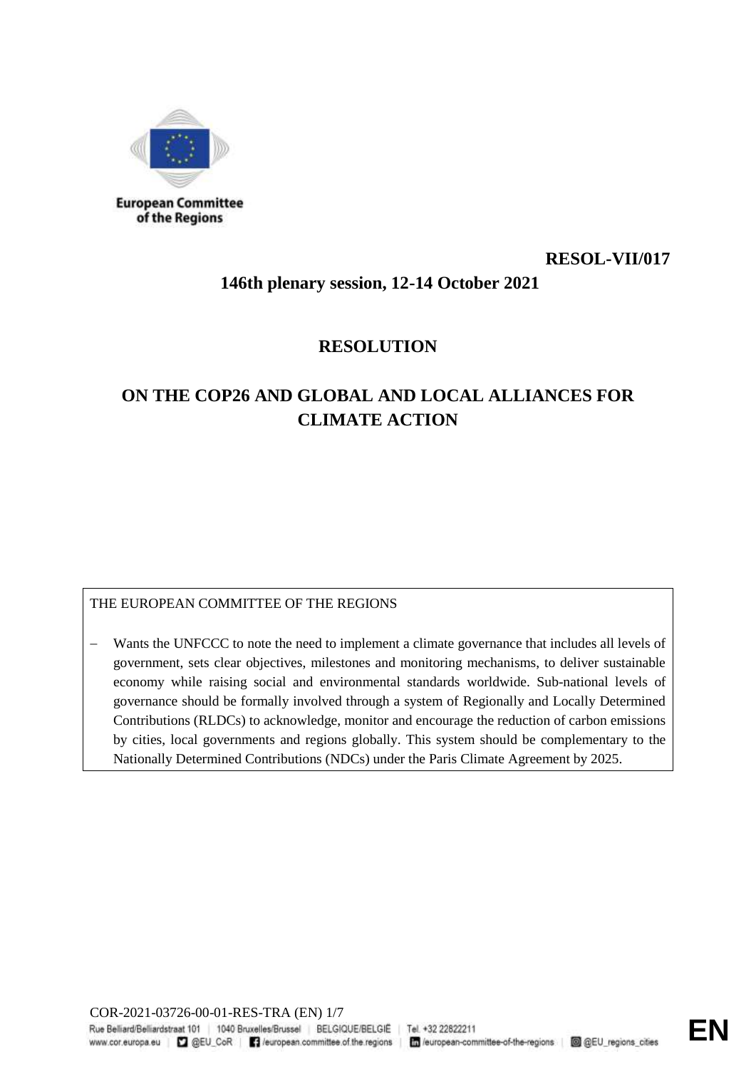European Committee of the Regions

**RESOL-VII/017**

**146th plenary session, 12-14 October 2021**

# RESOLUTION

# ON THE COP26 AND GLOBAL AND LOCAL ALLIANCES FOR CLIMATE ACTION

THE EUROPEAN COMMITTEE OF THE REGIONS

- Wants the UNFCCC to note the need to implement a climate governance that includes all levels of government, sets clear objectives, milestones and monitoring mechanisms, to deliver sustainable economy while raising social and environmental standards worldwide. Sub-national levels of governance should be formally involved through a system of Regionally and Locally Determined Contributions (RLDCs) to acknowledge, monitor and encourage the reduction of carbon emissions by cities, local governments and regions globally. This system should be complementary to the Nationally Determined Contributions (NDCs) under the Paris Climate Agreement by 2025.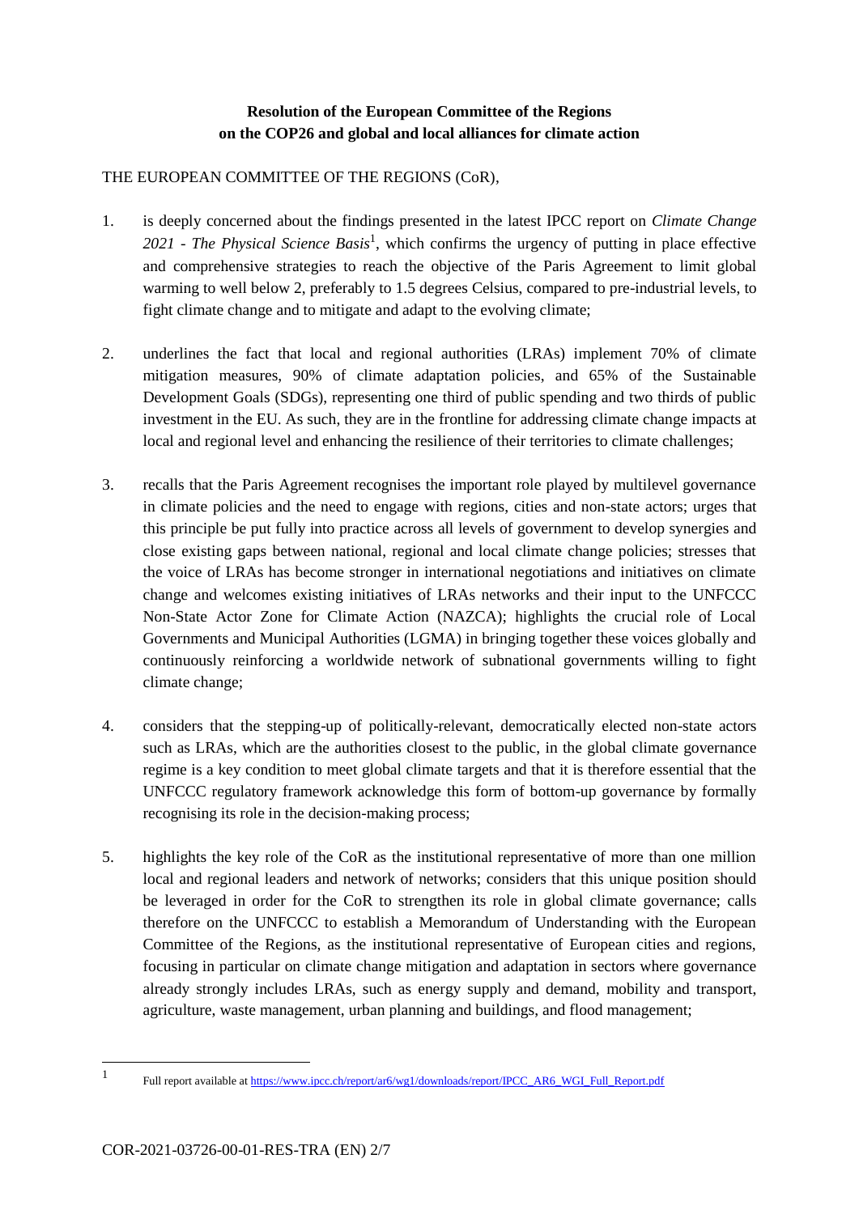**Resolution of the European Committee of the Regions on the COP26 and global and local alliances for climate action**

THE EUROPEAN COMMITTEE OF THE REGIONS (CoR),

1. is deeply concerned about the findings presented in the latest IPCC report on *Climate Change 2021 - The Physical Science Basis*[1], which confirms the urgency of putting in place effective and comprehensive strategies to reach the objective of the Paris Agreement to limit global warming to well below 2, preferably to 1.5 degrees Celsius, compared to pre-industrial levels, to fight climate change and to mitigate and adapt to the evolving climate;

2. underlines the fact that local and regional authorities (LRAs) implement 70% of climate mitigation measures, 90% of climate adaptation policies, and 65% of the Sustainable Development Goals (SDGs), representing one third of public spending and two thirds of public investment in the EU. As such, they are in the frontline for addressing climate change impacts at local and regional level and enhancing the resilience of their territories to climate challenges;

3. recalls that the Paris Agreement recognises the important role played by multilevel governance in climate policies and the need to engage with regions, cities and non-state actors; urges that this principle be put fully into practice across all levels of government to develop synergies and close existing gaps between national, regional and local climate change policies; stresses that the voice of LRAs has become stronger in international negotiations and initiatives on climate change and welcomes existing initiatives of LRAs networks and their input to the UNFCCC Non-State Actor Zone for Climate Action (NAZCA); highlights the crucial role of Local Governments and Municipal Authorities (LGMA) in bringing together these voices globally and continuously reinforcing a worldwide network of subnational governments willing to fight climate change;

4. considers that the stepping-up of politically-relevant, democratically elected non-state actors such as LRAs, which are the authorities closest to the public, in the global climate governance regime is a key condition to meet global climate targets and that it is therefore essential that the UNFCCC regulatory framework acknowledge this form of bottom-up governance by formally recognising its role in the decision-making process;

5. highlights the key role of the CoR as the institutional representative of more than one million local and regional leaders and network of networks; considers that this unique position should be leveraged in order for the CoR to strengthen its role in global climate governance; calls therefore on the UNFCCC to establish a Memorandum of Understanding with the European Committee of the Regions, as the institutional representative of European cities and regions, focusing in particular on climate change mitigation and adaptation in sectors where governance already strongly includes LRAs, such as energy supply and demand, mobility and transport, agriculture, waste management, urban planning and buildings, and flood management;

---

[1] Full report available at https://www.ipcc.ch/report/ar6/wg1/downloads/report/IPCC_AR6_WGI_Full_Report.pdf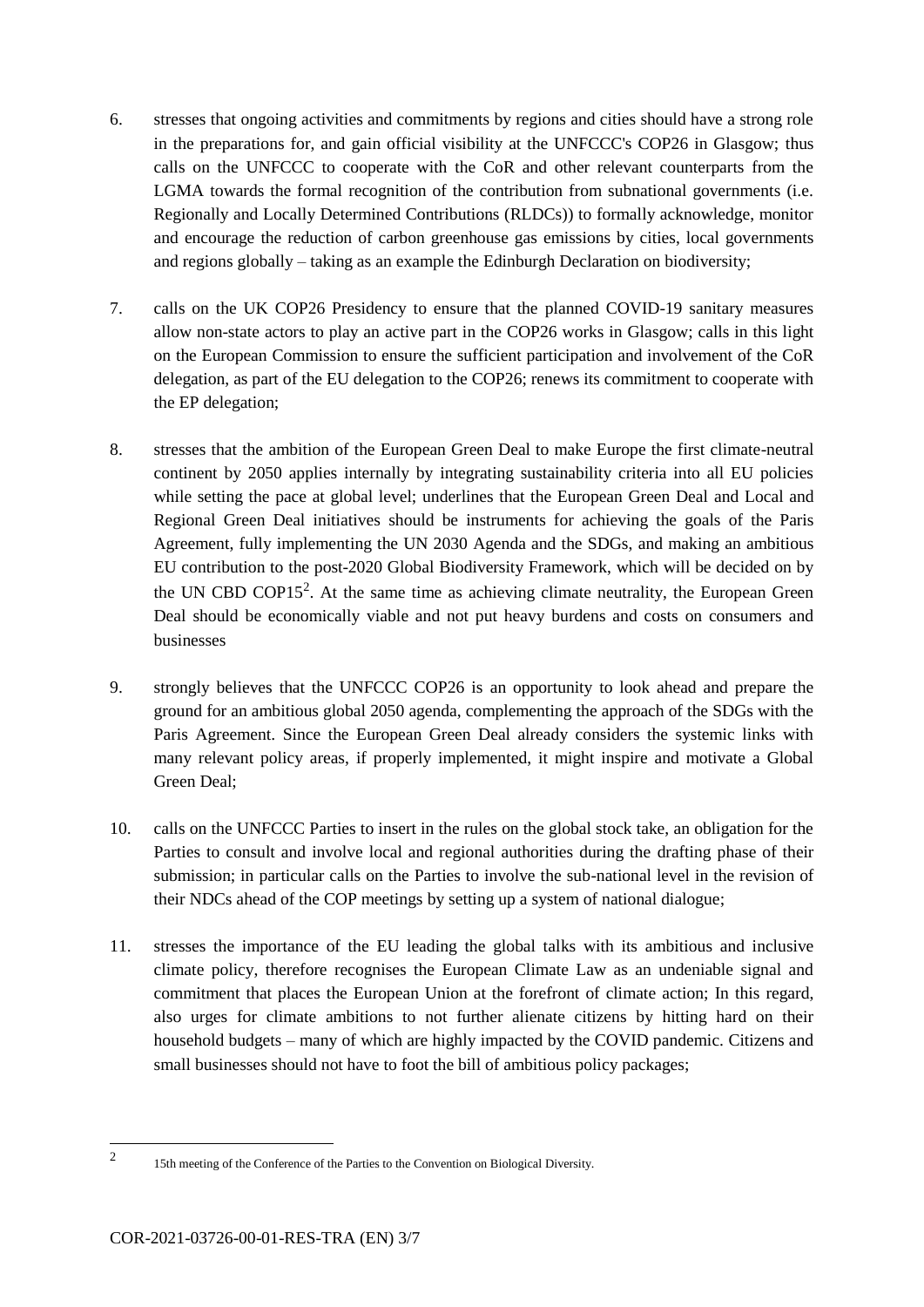6. stresses that ongoing activities and commitments by regions and cities should have a strong role in the preparations for, and gain official visibility at the UNFCCC's COP26 in Glasgow; thus calls on the UNFCCC to cooperate with the CoR and other relevant counterparts from the LGMA towards the formal recognition of the contribution from subnational governments (i.e. Regionally and Locally Determined Contributions (RLDCs)) to formally acknowledge, monitor and encourage the reduction of carbon greenhouse gas emissions by cities, local governments and regions globally – taking as an example the Edinburgh Declaration on biodiversity;

7. calls on the UK COP26 Presidency to ensure that the planned COVID-19 sanitary measures allow non-state actors to play an active part in the COP26 works in Glasgow; calls in this light on the European Commission to ensure the sufficient participation and involvement of the CoR delegation, as part of the EU delegation to the COP26; renews its commitment to cooperate with the EP delegation;

8. stresses that the ambition of the European Green Deal to make Europe the first climate-neutral continent by 2050 applies internally by integrating sustainability criteria into all EU policies while setting the pace at global level; underlines that the European Green Deal and Local and Regional Green Deal initiatives should be instruments for achieving the goals of the Paris Agreement, fully implementing the UN 2030 Agenda and the SDGs, and making an ambitious EU contribution to the post-2020 Global Biodiversity Framework, which will be decided on by the UN CBD COP15[2]. At the same time as achieving climate neutrality, the European Green Deal should be economically viable and not put heavy burdens and costs on consumers and businesses

9. strongly believes that the UNFCCC COP26 is an opportunity to look ahead and prepare the ground for an ambitious global 2050 agenda, complementing the approach of the SDGs with the Paris Agreement. Since the European Green Deal already considers the systemic links with many relevant policy areas, if properly implemented, it might inspire and motivate a Global Green Deal;

10. calls on the UNFCCC Parties to insert in the rules on the global stock take, an obligation for the Parties to consult and involve local and regional authorities during the drafting phase of their submission; in particular calls on the Parties to involve the sub-national level in the revision of their NDCs ahead of the COP meetings by setting up a system of national dialogue;

11. stresses the importance of the EU leading the global talks with its ambitious and inclusive climate policy, therefore recognises the European Climate Law as an undeniable signal and commitment that places the European Union at the forefront of climate action; In this regard, also urges for climate ambitions to not further alienate citizens by hitting hard on their household budgets – many of which are highly impacted by the COVID pandemic. Citizens and small businesses should not have to foot the bill of ambitious policy packages;

---

[2] 15th meeting of the Conference of the Parties to the Convention on Biological Diversity.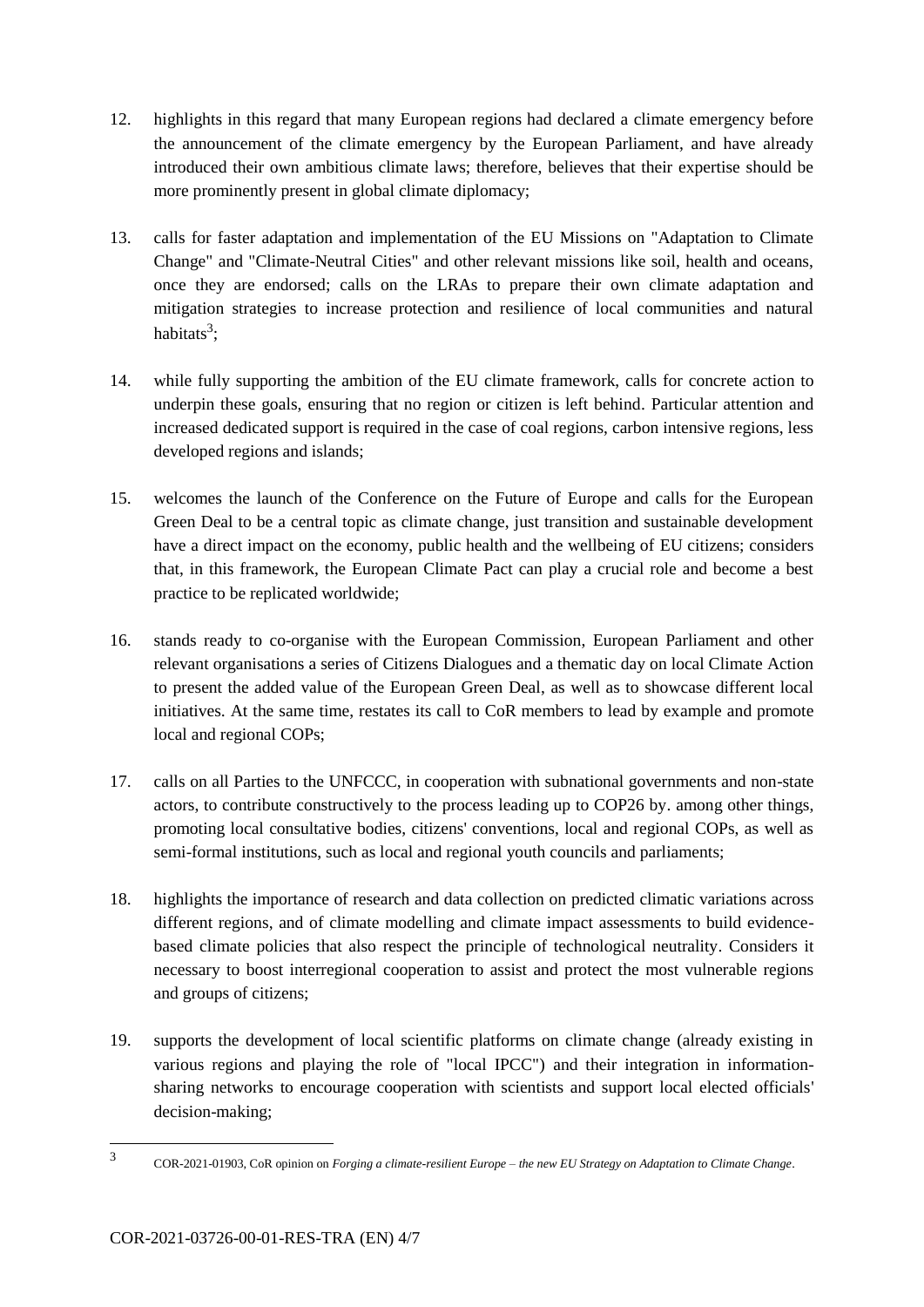12. highlights in this regard that many European regions had declared a climate emergency before the announcement of the climate emergency by the European Parliament, and have already introduced their own ambitious climate laws; therefore, believes that their expertise should be more prominently present in global climate diplomacy;

13. calls for faster adaptation and implementation of the EU Missions on "Adaptation to Climate Change" and "Climate-Neutral Cities" and other relevant missions like soil, health and oceans, once they are endorsed; calls on the LRAs to prepare their own climate adaptation and mitigation strategies to increase protection and resilience of local communities and natural habitats[3];

14. while fully supporting the ambition of the EU climate framework, calls for concrete action to underpin these goals, ensuring that no region or citizen is left behind. Particular attention and increased dedicated support is required in the case of coal regions, carbon intensive regions, less developed regions and islands;

15. welcomes the launch of the Conference on the Future of Europe and calls for the European Green Deal to be a central topic as climate change, just transition and sustainable development have a direct impact on the economy, public health and the wellbeing of EU citizens; considers that, in this framework, the European Climate Pact can play a crucial role and become a best practice to be replicated worldwide;

16. stands ready to co-organise with the European Commission, European Parliament and other relevant organisations a series of Citizens Dialogues and a thematic day on local Climate Action to present the added value of the European Green Deal, as well as to showcase different local initiatives. At the same time, restates its call to CoR members to lead by example and promote local and regional COPs;

17. calls on all Parties to the UNFCCC, in cooperation with subnational governments and non-state actors, to contribute constructively to the process leading up to COP26 by. among other things, promoting local consultative bodies, citizens' conventions, local and regional COPs, as well as semi-formal institutions, such as local and regional youth councils and parliaments;

18. highlights the importance of research and data collection on predicted climatic variations across different regions, and of climate modelling and climate impact assessments to build evidence-based climate policies that also respect the principle of technological neutrality. Considers it necessary to boost interregional cooperation to assist and protect the most vulnerable regions and groups of citizens;

19. supports the development of local scientific platforms on climate change (already existing in various regions and playing the role of "local IPCC") and their integration in information-sharing networks to encourage cooperation with scientists and support local elected officials' decision-making;

---

[3] COR-2021-01903, CoR opinion on *Forging a climate-resilient Europe – the new EU Strategy on Adaptation to Climate Change*.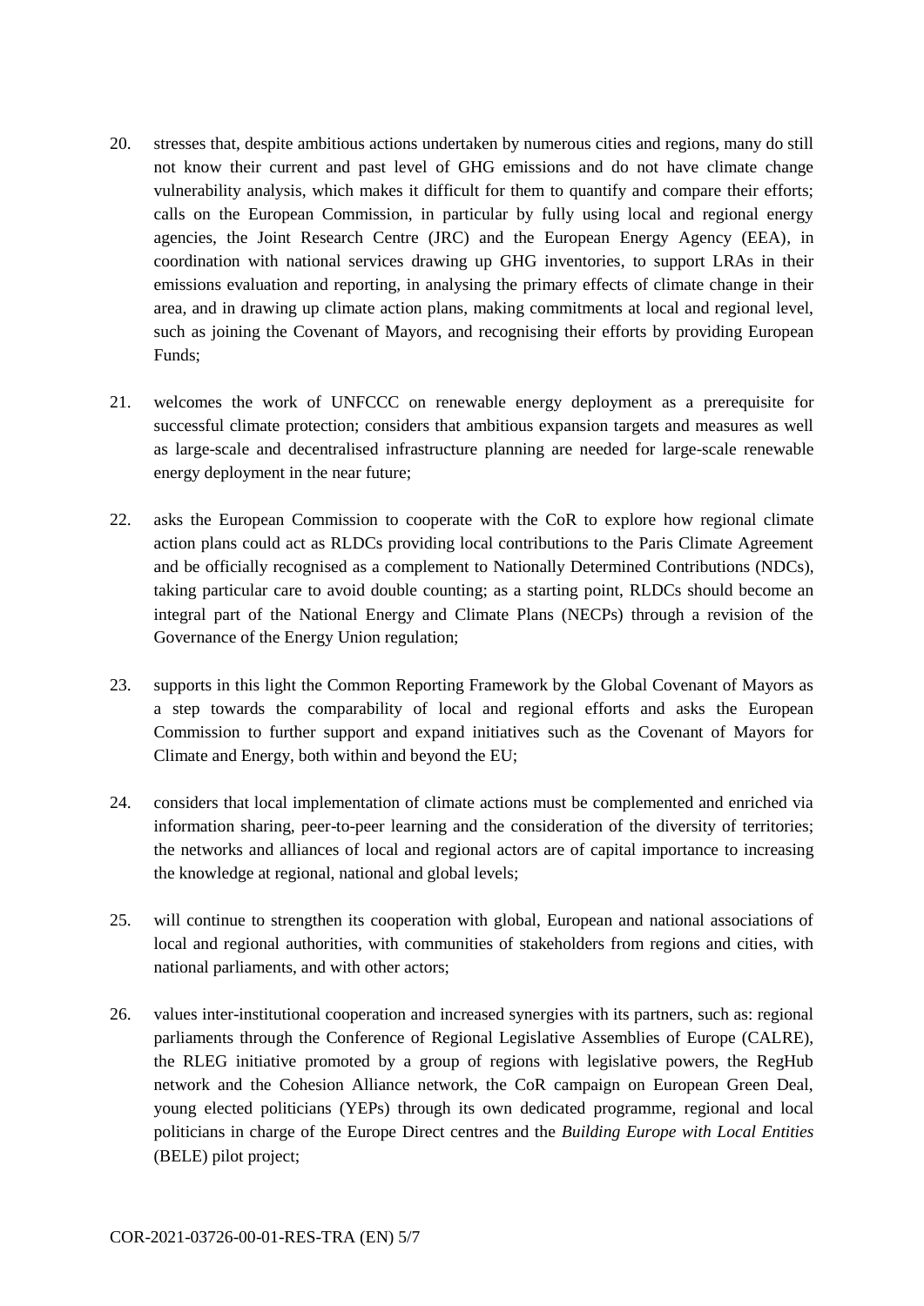20. stresses that, despite ambitious actions undertaken by numerous cities and regions, many do still not know their current and past level of GHG emissions and do not have climate change vulnerability analysis, which makes it difficult for them to quantify and compare their efforts; calls on the European Commission, in particular by fully using local and regional energy agencies, the Joint Research Centre (JRC) and the European Energy Agency (EEA), in coordination with national services drawing up GHG inventories, to support LRAs in their emissions evaluation and reporting, in analysing the primary effects of climate change in their area, and in drawing up climate action plans, making commitments at local and regional level, such as joining the Covenant of Mayors, and recognising their efforts by providing European Funds;

21. welcomes the work of UNFCCC on renewable energy deployment as a prerequisite for successful climate protection; considers that ambitious expansion targets and measures as well as large-scale and decentralised infrastructure planning are needed for large-scale renewable energy deployment in the near future;

22. asks the European Commission to cooperate with the CoR to explore how regional climate action plans could act as RLDCs providing local contributions to the Paris Climate Agreement and be officially recognised as a complement to Nationally Determined Contributions (NDCs), taking particular care to avoid double counting; as a starting point, RLDCs should become an integral part of the National Energy and Climate Plans (NECPs) through a revision of the Governance of the Energy Union regulation;

23. supports in this light the Common Reporting Framework by the Global Covenant of Mayors as a step towards the comparability of local and regional efforts and asks the European Commission to further support and expand initiatives such as the Covenant of Mayors for Climate and Energy, both within and beyond the EU;

24. considers that local implementation of climate actions must be complemented and enriched via information sharing, peer-to-peer learning and the consideration of the diversity of territories; the networks and alliances of local and regional actors are of capital importance to increasing the knowledge at regional, national and global levels;

25. will continue to strengthen its cooperation with global, European and national associations of local and regional authorities, with communities of stakeholders from regions and cities, with national parliaments, and with other actors;

26. values inter-institutional cooperation and increased synergies with its partners, such as: regional parliaments through the Conference of Regional Legislative Assemblies of Europe (CALRE), the RLEG initiative promoted by a group of regions with legislative powers, the RegHub network and the Cohesion Alliance network, the CoR campaign on European Green Deal, young elected politicians (YEPs) through its own dedicated programme, regional and local politicians in charge of the Europe Direct centres and the *Building Europe with Local Entities* (BELE) pilot project;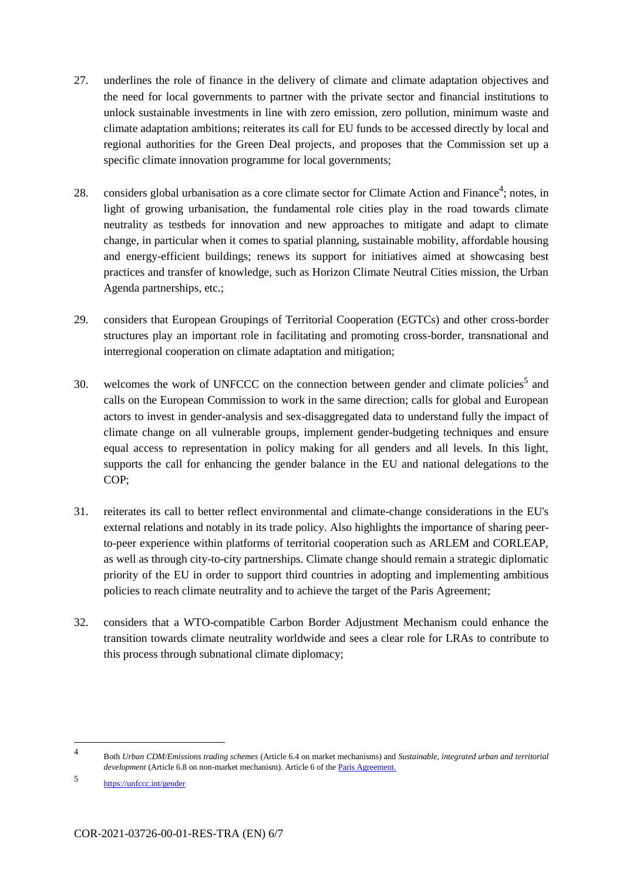27. underlines the role of finance in the delivery of climate and climate adaptation objectives and the need for local governments to partner with the private sector and financial institutions to unlock sustainable investments in line with zero emission, zero pollution, minimum waste and climate adaptation ambitions; reiterates its call for EU funds to be accessed directly by local and regional authorities for the Green Deal projects, and proposes that the Commission set up a specific climate innovation programme for local governments;

28. considers global urbanisation as a core climate sector for Climate Action and Finance[4]; notes, in light of growing urbanisation, the fundamental role cities play in the road towards climate neutrality as testbeds for innovation and new approaches to mitigate and adapt to climate change, in particular when it comes to spatial planning, sustainable mobility, affordable housing and energy-efficient buildings; renews its support for initiatives aimed at showcasing best practices and transfer of knowledge, such as Horizon Climate Neutral Cities mission, the Urban Agenda partnerships, etc.;

29. considers that European Groupings of Territorial Cooperation (EGTCs) and other cross-border structures play an important role in facilitating and promoting cross-border, transnational and interregional cooperation on climate adaptation and mitigation;

30. welcomes the work of UNFCCC on the connection between gender and climate policies[5] and calls on the European Commission to work in the same direction; calls for global and European actors to invest in gender-analysis and sex-disaggregated data to understand fully the impact of climate change on all vulnerable groups, implement gender-budgeting techniques and ensure equal access to representation in policy making for all genders and all levels. In this light, supports the call for enhancing the gender balance in the EU and national delegations to the COP;

31. reiterates its call to better reflect environmental and climate-change considerations in the EU's external relations and notably in its trade policy. Also highlights the importance of sharing peer-to-peer experience within platforms of territorial cooperation such as ARLEM and CORLEAP, as well as through city-to-city partnerships. Climate change should remain a strategic diplomatic priority of the EU in order to support third countries in adopting and implementing ambitious policies to reach climate neutrality and to achieve the target of the Paris Agreement;

32. considers that a WTO-compatible Carbon Border Adjustment Mechanism could enhance the transition towards climate neutrality worldwide and sees a clear role for LRAs to contribute to this process through subnational climate diplomacy;

---

[4] Both *Urban CDM/Emissions trading schemes* (Article 6.4 on market mechanisms) and *Sustainable, integrated urban and territorial development* (Article 6.8 on non-market mechanism). Article 6 of the Paris Agreement.

[5] https://unfccc.int/gender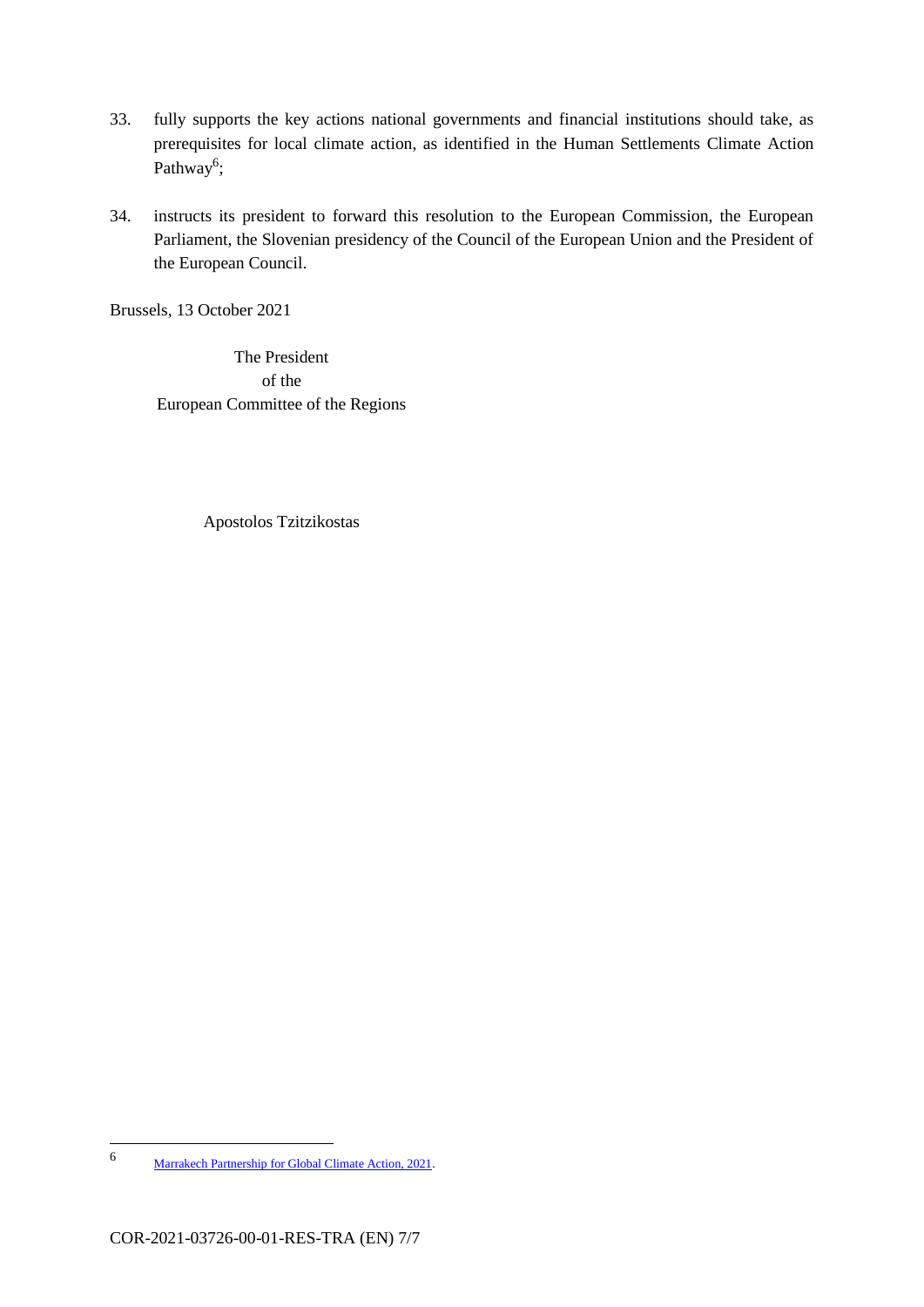33. fully supports the key actions national governments and financial institutions should take, as prerequisites for local climate action, as identified in the Human Settlements Climate Action Pathway[6];

34. instructs its president to forward this resolution to the European Commission, the European Parliament, the Slovenian presidency of the Council of the European Union and the President of the European Council.

Brussels, 13 October 2021

The President
of the
European Committee of the Regions

Apostolos Tzitzikostas

---

[6] Marrakech Partnership for Global Climate Action, 2021.